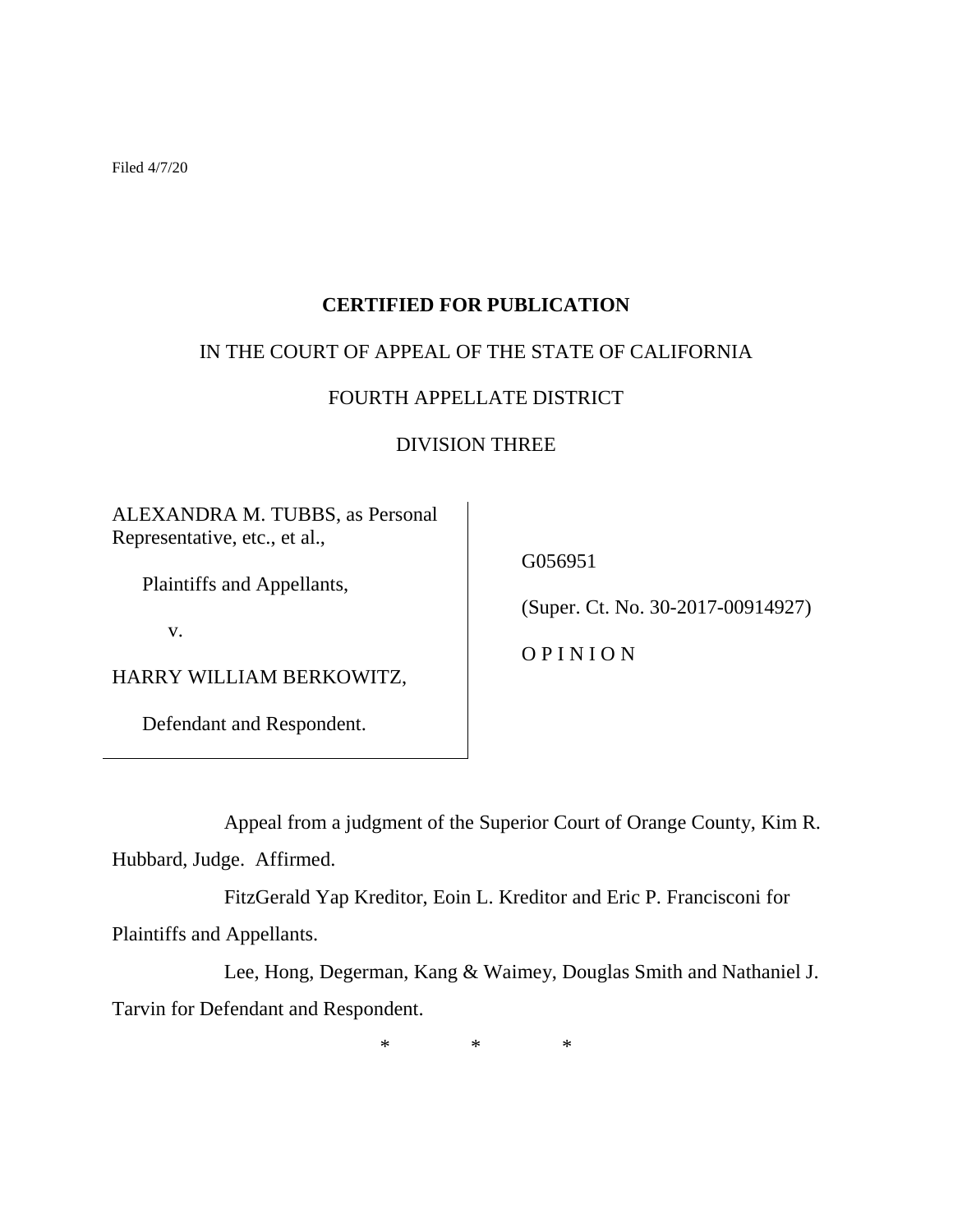Filed 4/7/20

**CERTIFIED FOR PUBLICATION**

IN THE COURT OF APPEAL OF THE STATE OF CALIFORNIA

FOURTH APPELLATE DISTRICT

DIVISION THREE

ALEXANDRA M. TUBBS, as Personal Representative, etc., et al.,

Plaintiffs and Appellants,

v.

HARRY WILLIAM BERKOWITZ,

Defendant and Respondent.

G056951

(Super. Ct. No. 30-2017-00914927)

O P I N I O N

Appeal from a judgment of the Superior Court of Orange County, Kim R. Hubbard, Judge. Affirmed.

FitzGerald Yap Kreditor, Eoin L. Kreditor and Eric P. Francisconi for Plaintiffs and Appellants.

Lee, Hong, Degerman, Kang & Waimey, Douglas Smith and Nathaniel J. Tarvin for Defendant and Respondent.

\*        \*        \*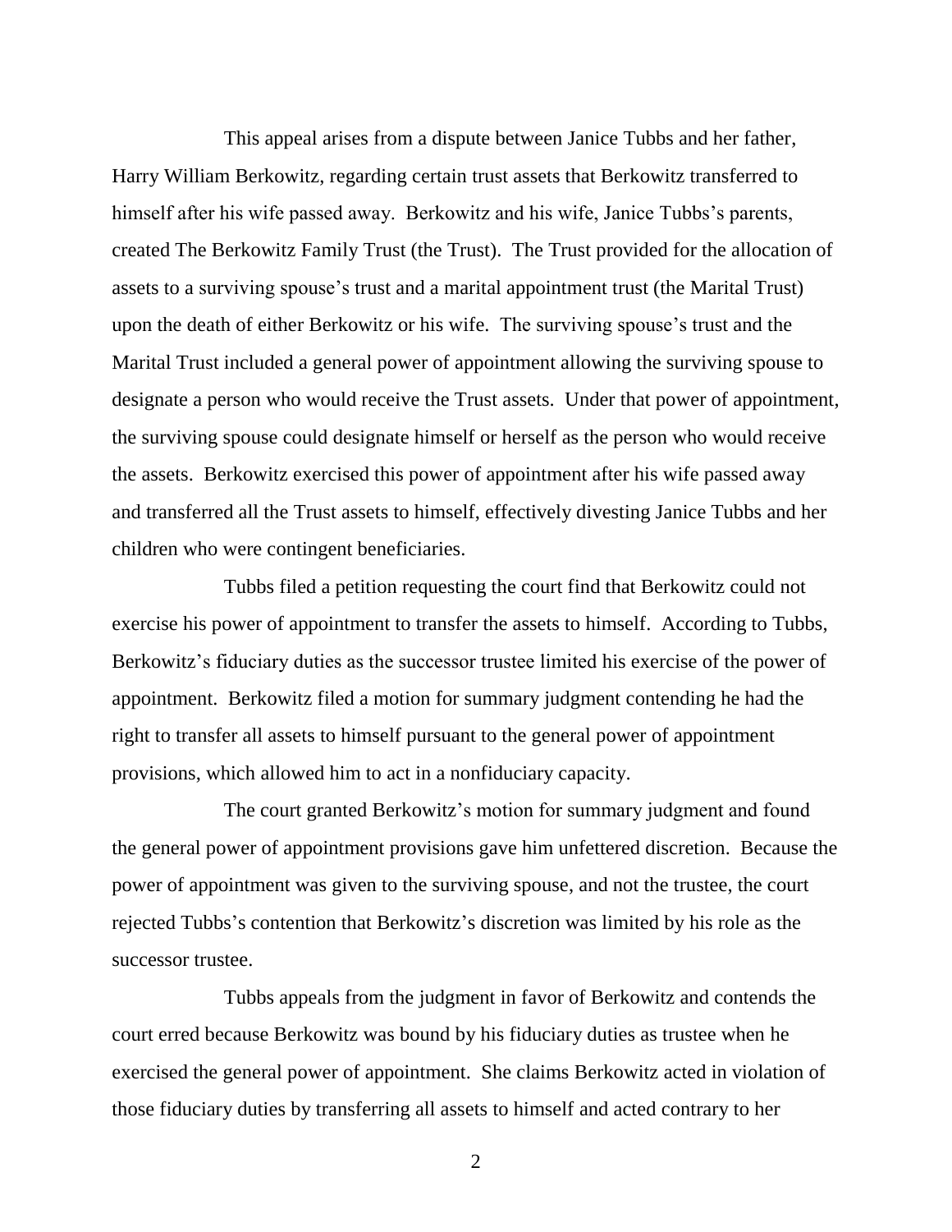This appeal arises from a dispute between Janice Tubbs and her father, Harry William Berkowitz, regarding certain trust assets that Berkowitz transferred to himself after his wife passed away. Berkowitz and his wife, Janice Tubbs's parents, created The Berkowitz Family Trust (the Trust). The Trust provided for the allocation of assets to a surviving spouse's trust and a marital appointment trust (the Marital Trust) upon the death of either Berkowitz or his wife. The surviving spouse's trust and the Marital Trust included a general power of appointment allowing the surviving spouse to designate a person who would receive the Trust assets. Under that power of appointment, the surviving spouse could designate himself or herself as the person who would receive the assets. Berkowitz exercised this power of appointment after his wife passed away and transferred all the Trust assets to himself, effectively divesting Janice Tubbs and her children who were contingent beneficiaries.

Tubbs filed a petition requesting the court find that Berkowitz could not exercise his power of appointment to transfer the assets to himself. According to Tubbs, Berkowitz's fiduciary duties as the successor trustee limited his exercise of the power of appointment. Berkowitz filed a motion for summary judgment contending he had the right to transfer all assets to himself pursuant to the general power of appointment provisions, which allowed him to act in a nonfiduciary capacity.

The court granted Berkowitz's motion for summary judgment and found the general power of appointment provisions gave him unfettered discretion. Because the power of appointment was given to the surviving spouse, and not the trustee, the court rejected Tubbs's contention that Berkowitz's discretion was limited by his role as the successor trustee.

Tubbs appeals from the judgment in favor of Berkowitz and contends the court erred because Berkowitz was bound by his fiduciary duties as trustee when he exercised the general power of appointment. She claims Berkowitz acted in violation of those fiduciary duties by transferring all assets to himself and acted contrary to her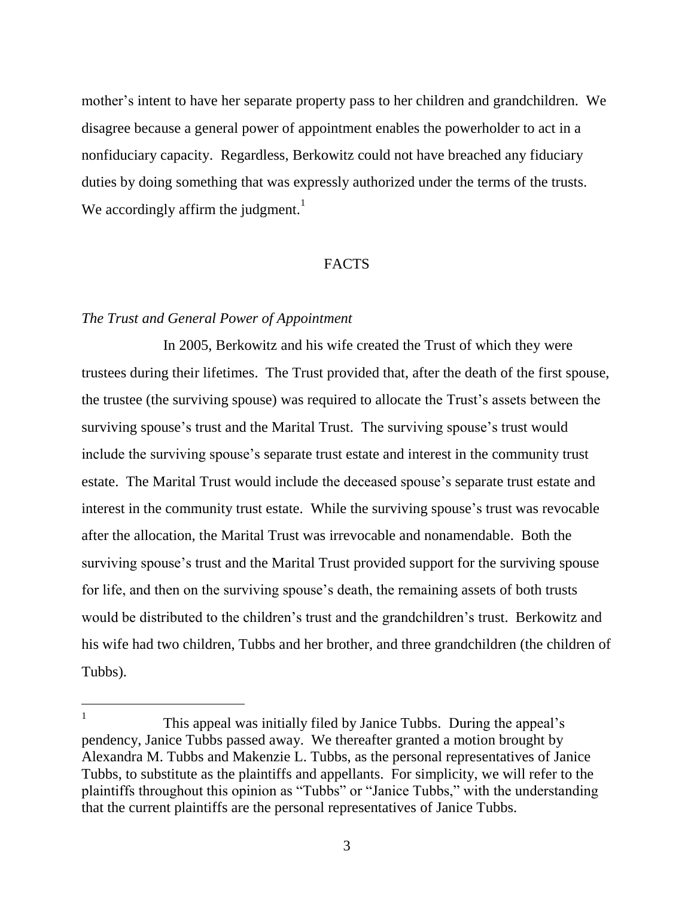mother's intent to have her separate property pass to her children and grandchildren. We disagree because a general power of appointment enables the powerholder to act in a nonfiduciary capacity. Regardless, Berkowitz could not have breached any fiduciary duties by doing something that was expressly authorized under the terms of the trusts. We accordingly affirm the judgment.[1]

## FACTS

*The Trust and General Power of Appointment*

In 2005, Berkowitz and his wife created the Trust of which they were trustees during their lifetimes. The Trust provided that, after the death of the first spouse, the trustee (the surviving spouse) was required to allocate the Trust's assets between the surviving spouse's trust and the Marital Trust. The surviving spouse's trust would include the surviving spouse's separate trust estate and interest in the community trust estate. The Marital Trust would include the deceased spouse's separate trust estate and interest in the community trust estate. While the surviving spouse's trust was revocable after the allocation, the Marital Trust was irrevocable and nonamendable. Both the surviving spouse's trust and the Marital Trust provided support for the surviving spouse for life, and then on the surviving spouse's death, the remaining assets of both trusts would be distributed to the children's trust and the grandchildren's trust. Berkowitz and his wife had two children, Tubbs and her brother, and three grandchildren (the children of Tubbs).

---

[1] This appeal was initially filed by Janice Tubbs. During the appeal's pendency, Janice Tubbs passed away. We thereafter granted a motion brought by Alexandra M. Tubbs and Makenzie L. Tubbs, as the personal representatives of Janice Tubbs, to substitute as the plaintiffs and appellants. For simplicity, we will refer to the plaintiffs throughout this opinion as "Tubbs" or "Janice Tubbs," with the understanding that the current plaintiffs are the personal representatives of Janice Tubbs.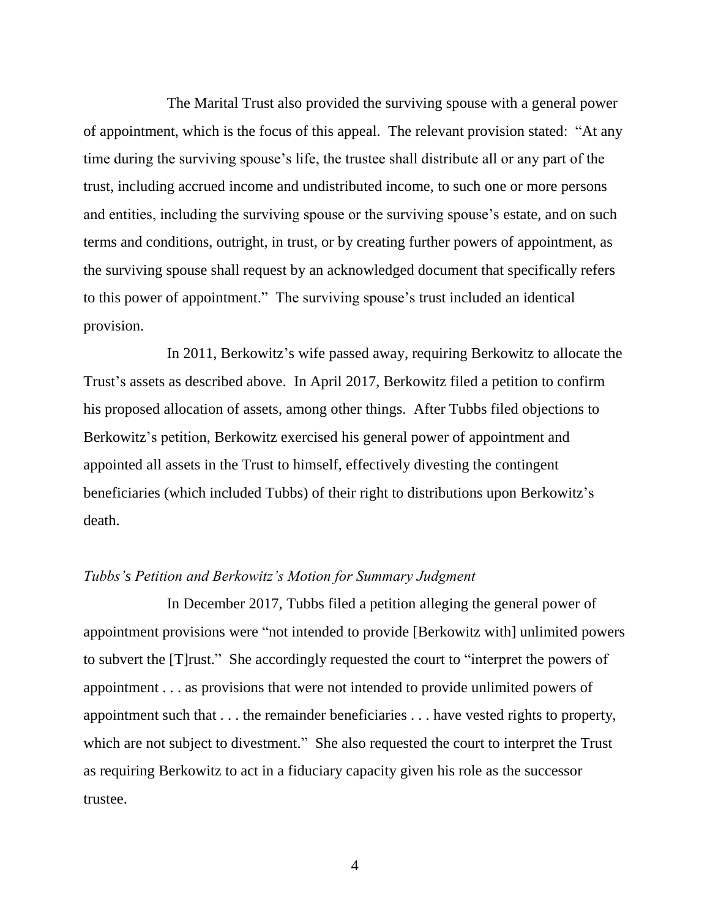The Marital Trust also provided the surviving spouse with a general power of appointment, which is the focus of this appeal. The relevant provision stated: "At any time during the surviving spouse's life, the trustee shall distribute all or any part of the trust, including accrued income and undistributed income, to such one or more persons and entities, including the surviving spouse or the surviving spouse's estate, and on such terms and conditions, outright, in trust, or by creating further powers of appointment, as the surviving spouse shall request by an acknowledged document that specifically refers to this power of appointment." The surviving spouse's trust included an identical provision.

In 2011, Berkowitz's wife passed away, requiring Berkowitz to allocate the Trust's assets as described above. In April 2017, Berkowitz filed a petition to confirm his proposed allocation of assets, among other things. After Tubbs filed objections to Berkowitz's petition, Berkowitz exercised his general power of appointment and appointed all assets in the Trust to himself, effectively divesting the contingent beneficiaries (which included Tubbs) of their right to distributions upon Berkowitz's death.

*Tubbs's Petition and Berkowitz's Motion for Summary Judgment*

In December 2017, Tubbs filed a petition alleging the general power of appointment provisions were "not intended to provide [Berkowitz with] unlimited powers to subvert the [T]rust." She accordingly requested the court to "interpret the powers of appointment . . . as provisions that were not intended to provide unlimited powers of appointment such that . . . the remainder beneficiaries . . . have vested rights to property, which are not subject to divestment." She also requested the court to interpret the Trust as requiring Berkowitz to act in a fiduciary capacity given his role as the successor trustee.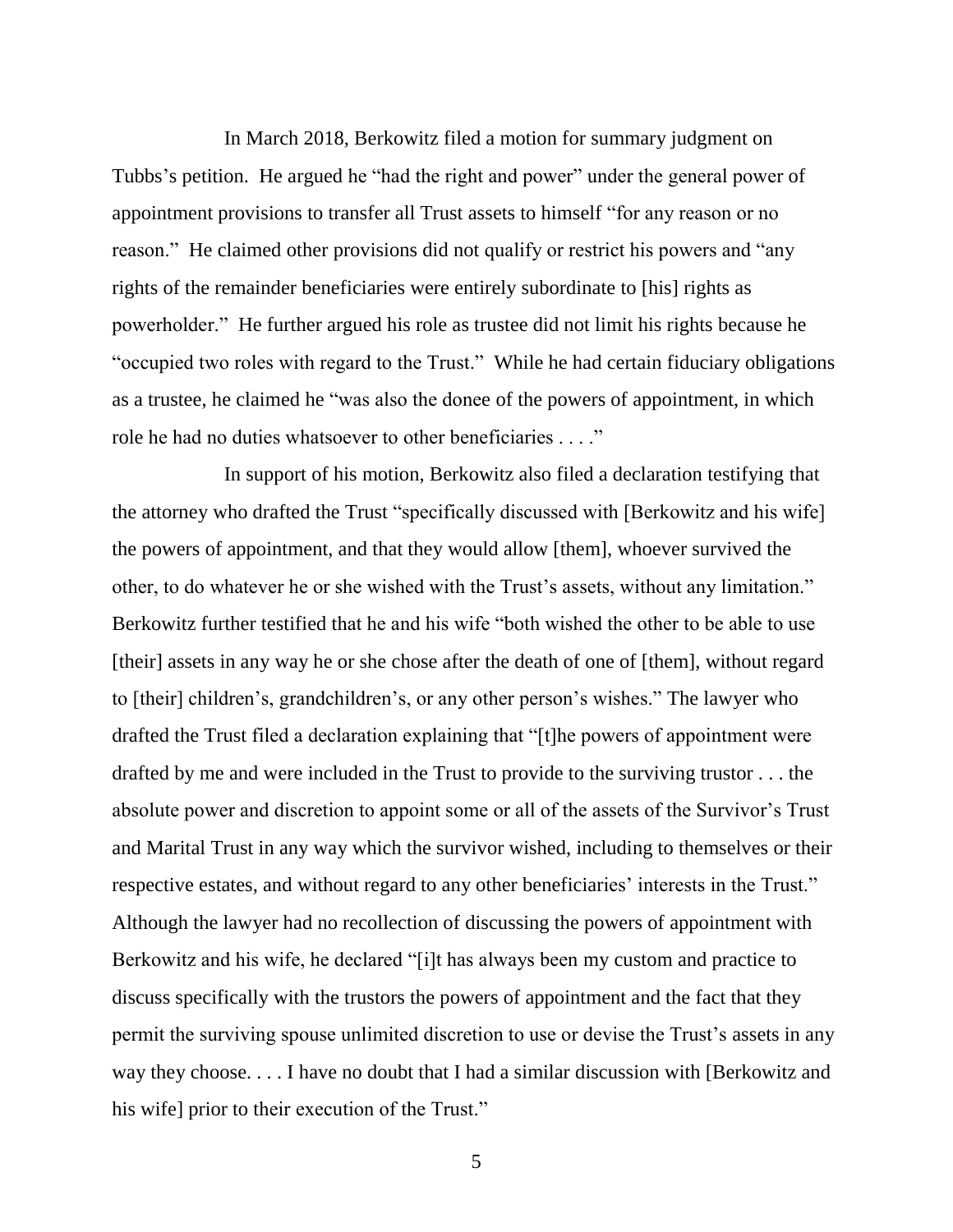In March 2018, Berkowitz filed a motion for summary judgment on Tubbs's petition. He argued he "had the right and power" under the general power of appointment provisions to transfer all Trust assets to himself "for any reason or no reason." He claimed other provisions did not qualify or restrict his powers and "any rights of the remainder beneficiaries were entirely subordinate to [his] rights as powerholder." He further argued his role as trustee did not limit his rights because he "occupied two roles with regard to the Trust." While he had certain fiduciary obligations as a trustee, he claimed he "was also the donee of the powers of appointment, in which role he had no duties whatsoever to other beneficiaries . . . ."

In support of his motion, Berkowitz also filed a declaration testifying that the attorney who drafted the Trust "specifically discussed with [Berkowitz and his wife] the powers of appointment, and that they would allow [them], whoever survived the other, to do whatever he or she wished with the Trust's assets, without any limitation." Berkowitz further testified that he and his wife "both wished the other to be able to use [their] assets in any way he or she chose after the death of one of [them], without regard to [their] children's, grandchildren's, or any other person's wishes." The lawyer who drafted the Trust filed a declaration explaining that "[t]he powers of appointment were drafted by me and were included in the Trust to provide to the surviving trustor . . . the absolute power and discretion to appoint some or all of the assets of the Survivor's Trust and Marital Trust in any way which the survivor wished, including to themselves or their respective estates, and without regard to any other beneficiaries' interests in the Trust." Although the lawyer had no recollection of discussing the powers of appointment with Berkowitz and his wife, he declared "[i]t has always been my custom and practice to discuss specifically with the trustors the powers of appointment and the fact that they permit the surviving spouse unlimited discretion to use or devise the Trust's assets in any way they choose. . . . I have no doubt that I had a similar discussion with [Berkowitz and his wife] prior to their execution of the Trust."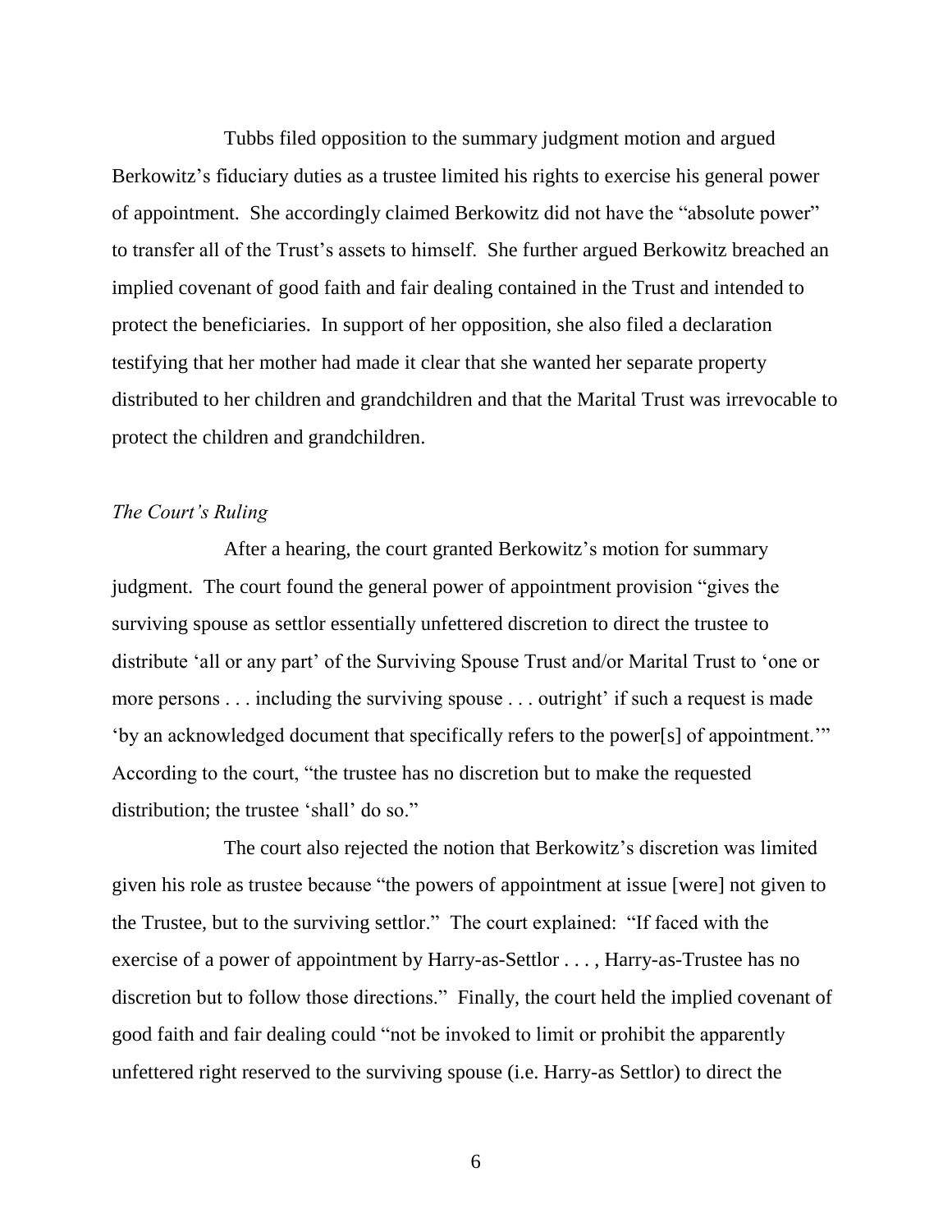Tubbs filed opposition to the summary judgment motion and argued Berkowitz's fiduciary duties as a trustee limited his rights to exercise his general power of appointment. She accordingly claimed Berkowitz did not have the "absolute power" to transfer all of the Trust's assets to himself. She further argued Berkowitz breached an implied covenant of good faith and fair dealing contained in the Trust and intended to protect the beneficiaries. In support of her opposition, she also filed a declaration testifying that her mother had made it clear that she wanted her separate property distributed to her children and grandchildren and that the Marital Trust was irrevocable to protect the children and grandchildren.

*The Court's Ruling*

After a hearing, the court granted Berkowitz's motion for summary judgment. The court found the general power of appointment provision "gives the surviving spouse as settlor essentially unfettered discretion to direct the trustee to distribute 'all or any part' of the Surviving Spouse Trust and/or Marital Trust to 'one or more persons . . . including the surviving spouse . . . outright' if such a request is made 'by an acknowledged document that specifically refers to the power[s] of appointment.'" According to the court, "the trustee has no discretion but to make the requested distribution; the trustee 'shall' do so."

The court also rejected the notion that Berkowitz's discretion was limited given his role as trustee because "the powers of appointment at issue [were] not given to the Trustee, but to the surviving settlor." The court explained: "If faced with the exercise of a power of appointment by Harry-as-Settlor . . . , Harry-as-Trustee has no discretion but to follow those directions." Finally, the court held the implied covenant of good faith and fair dealing could "not be invoked to limit or prohibit the apparently unfettered right reserved to the surviving spouse (i.e. Harry-as Settlor) to direct the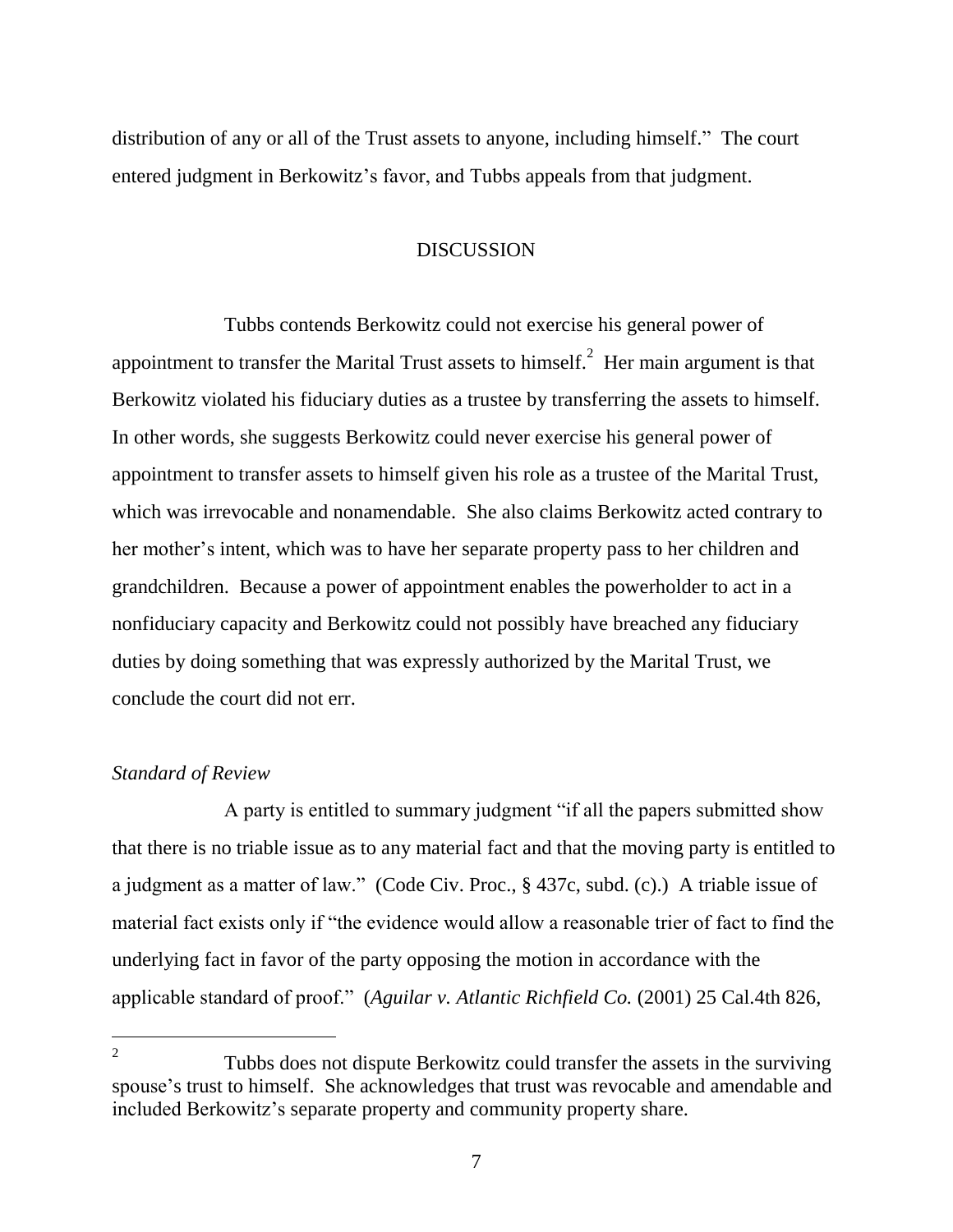distribution of any or all of the Trust assets to anyone, including himself." The court entered judgment in Berkowitz's favor, and Tubbs appeals from that judgment.

## DISCUSSION

Tubbs contends Berkowitz could not exercise his general power of appointment to transfer the Marital Trust assets to himself.[2] Her main argument is that Berkowitz violated his fiduciary duties as a trustee by transferring the assets to himself. In other words, she suggests Berkowitz could never exercise his general power of appointment to transfer assets to himself given his role as a trustee of the Marital Trust, which was irrevocable and nonamendable. She also claims Berkowitz acted contrary to her mother's intent, which was to have her separate property pass to her children and grandchildren. Because a power of appointment enables the powerholder to act in a nonfiduciary capacity and Berkowitz could not possibly have breached any fiduciary duties by doing something that was expressly authorized by the Marital Trust, we conclude the court did not err.

### *Standard of Review*

A party is entitled to summary judgment "if all the papers submitted show that there is no triable issue as to any material fact and that the moving party is entitled to a judgment as a matter of law." (Code Civ. Proc., § 437c, subd. (c).) A triable issue of material fact exists only if "the evidence would allow a reasonable trier of fact to find the underlying fact in favor of the party opposing the motion in accordance with the applicable standard of proof." (*Aguilar v. Atlantic Richfield Co.* (2001) 25 Cal.4th 826,

---

[2] Tubbs does not dispute Berkowitz could transfer the assets in the surviving spouse's trust to himself. She acknowledges that trust was revocable and amendable and included Berkowitz's separate property and community property share.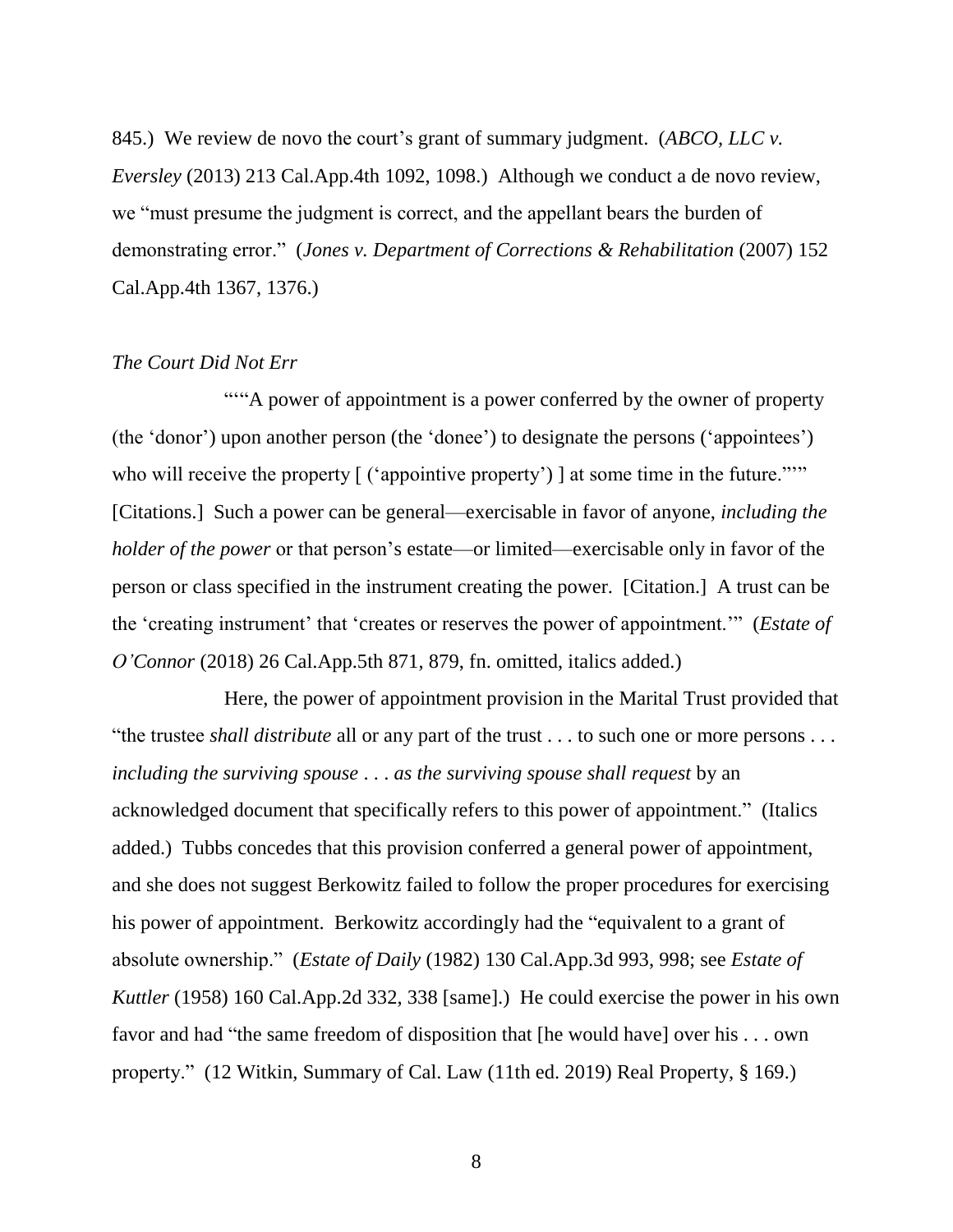845.) We review de novo the court's grant of summary judgment. (*ABCO, LLC v. Eversley* (2013) 213 Cal.App.4th 1092, 1098.) Although we conduct a de novo review, we "must presume the judgment is correct, and the appellant bears the burden of demonstrating error." (*Jones v. Department of Corrections & Rehabilitation* (2007) 152 Cal.App.4th 1367, 1376.)

*The Court Did Not Err*

"""A power of appointment is a power conferred by the owner of property (the 'donor') upon another person (the 'donee') to designate the persons ('appointees') who will receive the property [ ('appointive property') ] at some time in the future.""" [Citations.] Such a power can be general—exercisable in favor of anyone, *including the holder of the power* or that person's estate—or limited—exercisable only in favor of the person or class specified in the instrument creating the power. [Citation.] A trust can be the 'creating instrument' that 'creates or reserves the power of appointment.'" (*Estate of O'Connor* (2018) 26 Cal.App.5th 871, 879, fn. omitted, italics added.)

Here, the power of appointment provision in the Marital Trust provided that "the trustee *shall distribute* all or any part of the trust . . . to such one or more persons . . . *including the surviving spouse . . . as the surviving spouse shall request* by an acknowledged document that specifically refers to this power of appointment." (Italics added.) Tubbs concedes that this provision conferred a general power of appointment, and she does not suggest Berkowitz failed to follow the proper procedures for exercising his power of appointment. Berkowitz accordingly had the "equivalent to a grant of absolute ownership." (*Estate of Daily* (1982) 130 Cal.App.3d 993, 998; see *Estate of Kuttler* (1958) 160 Cal.App.2d 332, 338 [same].) He could exercise the power in his own favor and had "the same freedom of disposition that [he would have] over his . . . own property." (12 Witkin, Summary of Cal. Law (11th ed. 2019) Real Property, § 169.)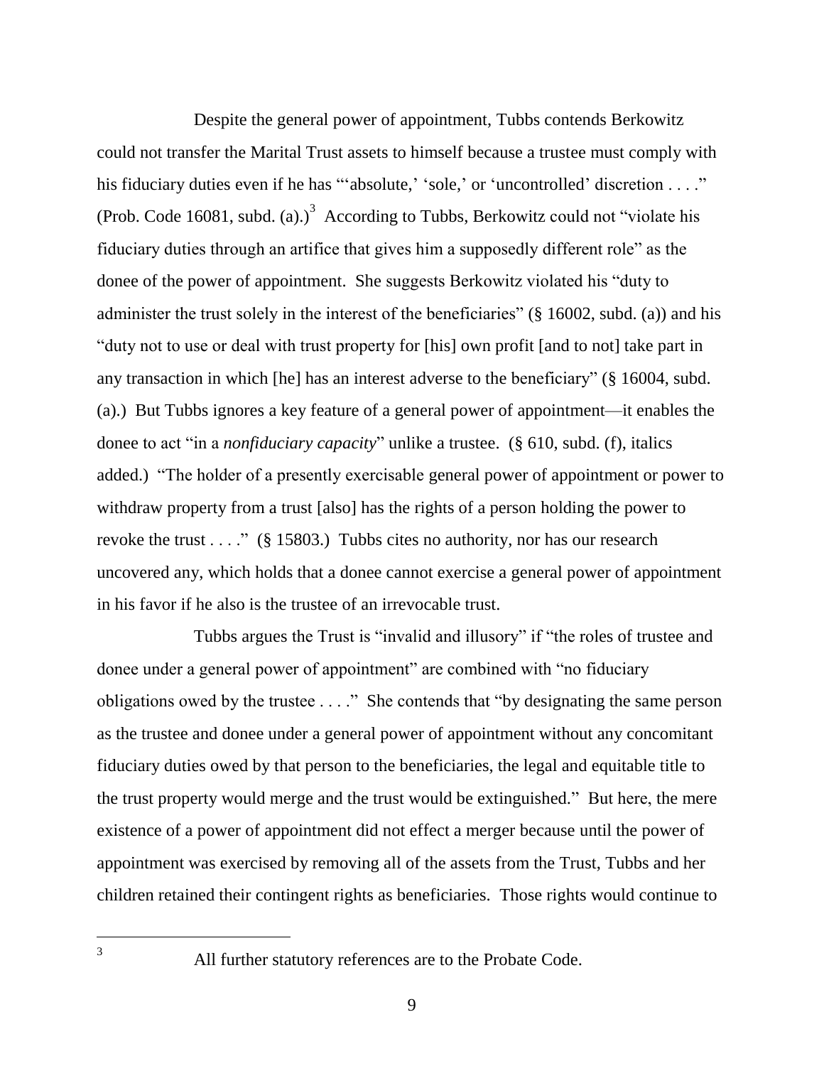Despite the general power of appointment, Tubbs contends Berkowitz could not transfer the Marital Trust assets to himself because a trustee must comply with his fiduciary duties even if he has "'absolute,' 'sole,' or 'uncontrolled' discretion . . . ." (Prob. Code 16081, subd. (a).)[3] According to Tubbs, Berkowitz could not "violate his fiduciary duties through an artifice that gives him a supposedly different role" as the donee of the power of appointment. She suggests Berkowitz violated his "duty to administer the trust solely in the interest of the beneficiaries" (§ 16002, subd. (a)) and his "duty not to use or deal with trust property for [his] own profit [and to not] take part in any transaction in which [he] has an interest adverse to the beneficiary" (§ 16004, subd. (a).) But Tubbs ignores a key feature of a general power of appointment—it enables the donee to act "in a *nonfiduciary capacity*" unlike a trustee. (§ 610, subd. (f), italics added.) "The holder of a presently exercisable general power of appointment or power to withdraw property from a trust [also] has the rights of a person holding the power to revoke the trust . . . ." (§ 15803.) Tubbs cites no authority, nor has our research uncovered any, which holds that a donee cannot exercise a general power of appointment in his favor if he also is the trustee of an irrevocable trust.

Tubbs argues the Trust is "invalid and illusory" if "the roles of trustee and donee under a general power of appointment" are combined with "no fiduciary obligations owed by the trustee . . . ." She contends that "by designating the same person as the trustee and donee under a general power of appointment without any concomitant fiduciary duties owed by that person to the beneficiaries, the legal and equitable title to the trust property would merge and the trust would be extinguished." But here, the mere existence of a power of appointment did not effect a merger because until the power of appointment was exercised by removing all of the assets from the Trust, Tubbs and her children retained their contingent rights as beneficiaries. Those rights would continue to

[3] All further statutory references are to the Probate Code.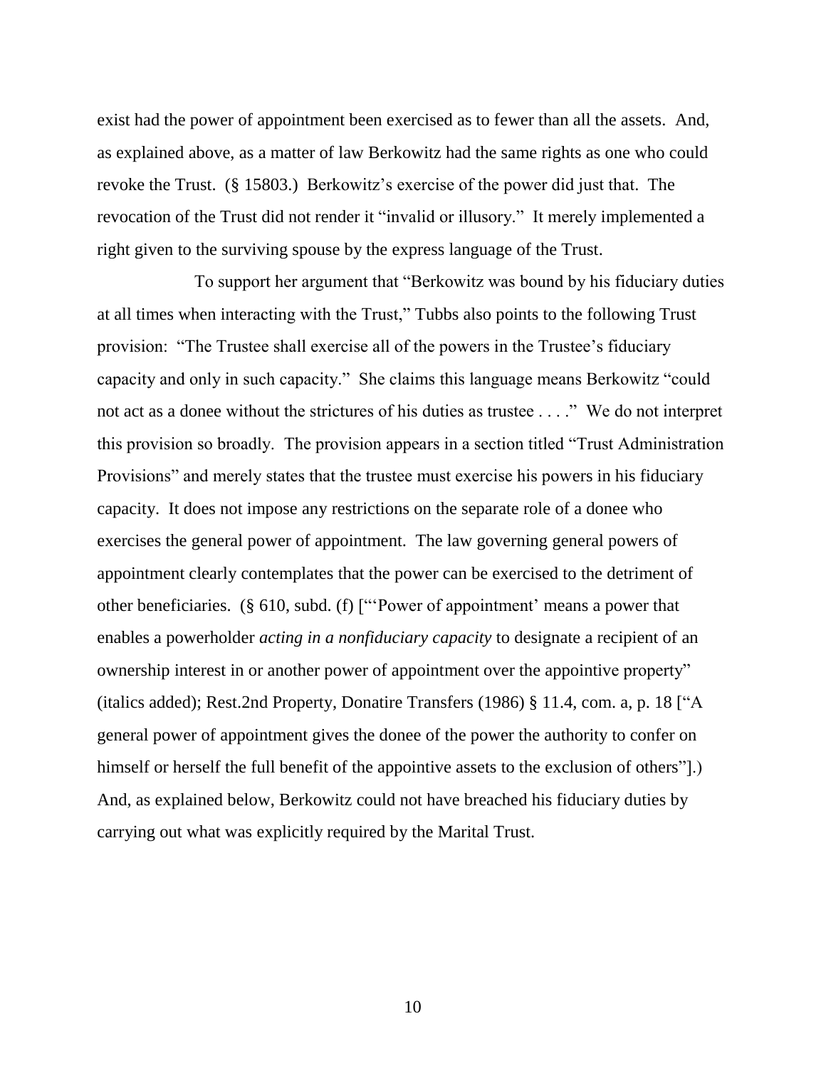exist had the power of appointment been exercised as to fewer than all the assets. And, as explained above, as a matter of law Berkowitz had the same rights as one who could revoke the Trust. (§ 15803.) Berkowitz's exercise of the power did just that. The revocation of the Trust did not render it "invalid or illusory." It merely implemented a right given to the surviving spouse by the express language of the Trust.

To support her argument that "Berkowitz was bound by his fiduciary duties at all times when interacting with the Trust," Tubbs also points to the following Trust provision: "The Trustee shall exercise all of the powers in the Trustee's fiduciary capacity and only in such capacity." She claims this language means Berkowitz "could not act as a donee without the strictures of his duties as trustee . . . ." We do not interpret this provision so broadly. The provision appears in a section titled "Trust Administration Provisions" and merely states that the trustee must exercise his powers in his fiduciary capacity. It does not impose any restrictions on the separate role of a donee who exercises the general power of appointment. The law governing general powers of appointment clearly contemplates that the power can be exercised to the detriment of other beneficiaries. (§ 610, subd. (f) ["'Power of appointment' means a power that enables a powerholder *acting in a nonfiduciary capacity* to designate a recipient of an ownership interest in or another power of appointment over the appointive property" (italics added); Rest.2nd Property, Donatire Transfers (1986) § 11.4, com. a, p. 18 ["A general power of appointment gives the donee of the power the authority to confer on himself or herself the full benefit of the appointive assets to the exclusion of others"].) And, as explained below, Berkowitz could not have breached his fiduciary duties by carrying out what was explicitly required by the Marital Trust.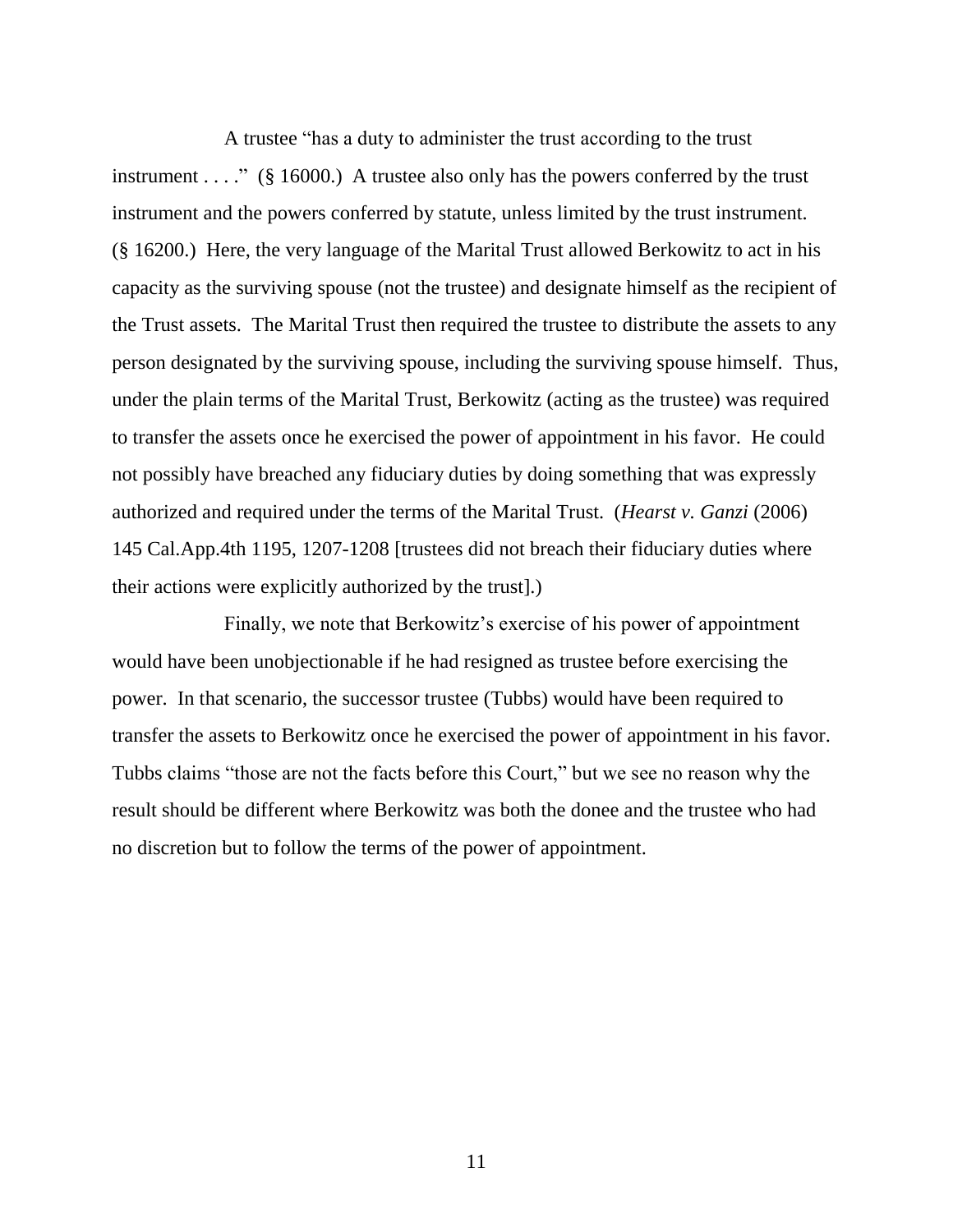A trustee "has a duty to administer the trust according to the trust instrument . . . ." (§ 16000.) A trustee also only has the powers conferred by the trust instrument and the powers conferred by statute, unless limited by the trust instrument. (§ 16200.) Here, the very language of the Marital Trust allowed Berkowitz to act in his capacity as the surviving spouse (not the trustee) and designate himself as the recipient of the Trust assets. The Marital Trust then required the trustee to distribute the assets to any person designated by the surviving spouse, including the surviving spouse himself. Thus, under the plain terms of the Marital Trust, Berkowitz (acting as the trustee) was required to transfer the assets once he exercised the power of appointment in his favor. He could not possibly have breached any fiduciary duties by doing something that was expressly authorized and required under the terms of the Marital Trust. (*Hearst v. Ganzi* (2006) 145 Cal.App.4th 1195, 1207-1208 [trustees did not breach their fiduciary duties where their actions were explicitly authorized by the trust].)

Finally, we note that Berkowitz's exercise of his power of appointment would have been unobjectionable if he had resigned as trustee before exercising the power. In that scenario, the successor trustee (Tubbs) would have been required to transfer the assets to Berkowitz once he exercised the power of appointment in his favor. Tubbs claims "those are not the facts before this Court," but we see no reason why the result should be different where Berkowitz was both the donee and the trustee who had no discretion but to follow the terms of the power of appointment.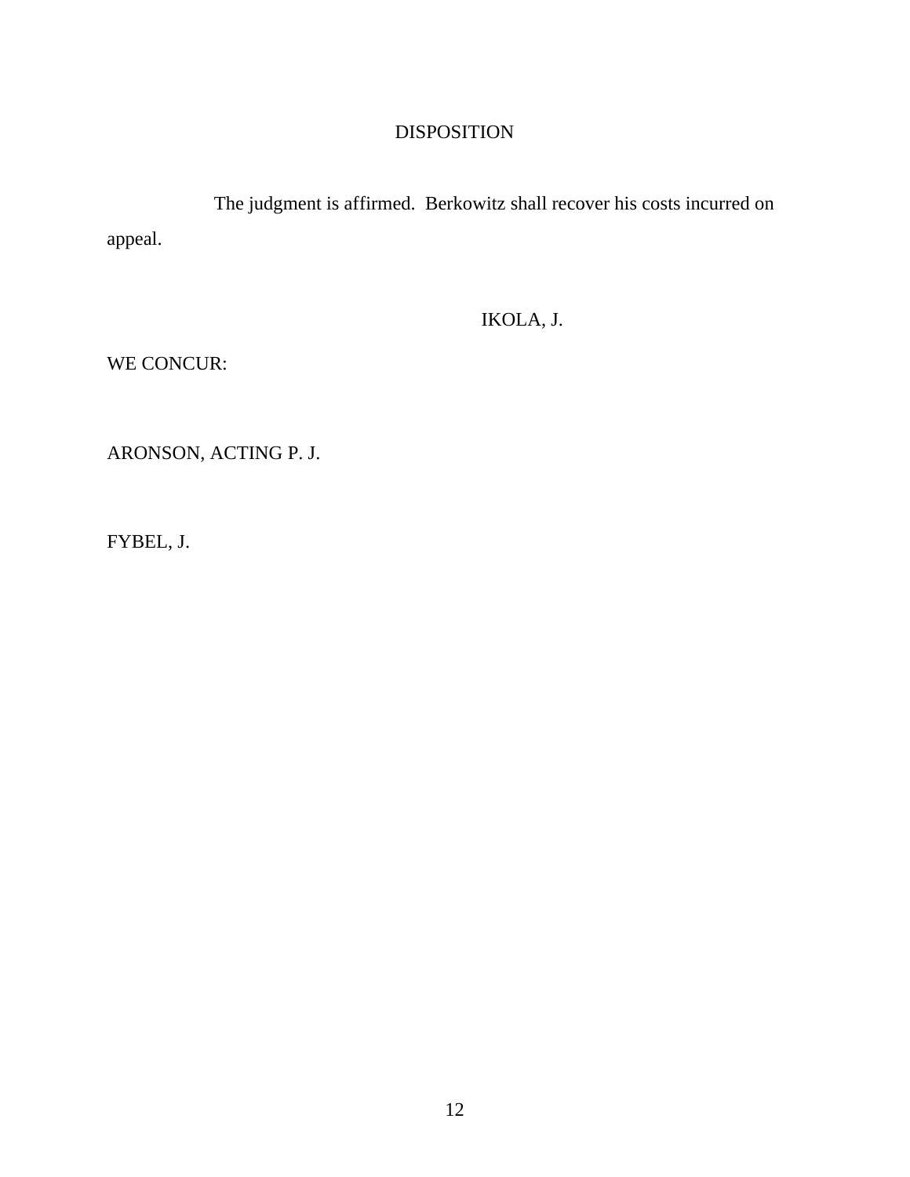## DISPOSITION

The judgment is affirmed. Berkowitz shall recover his costs incurred on appeal.

IKOLA, J.

WE CONCUR:

ARONSON, ACTING P. J.

FYBEL, J.